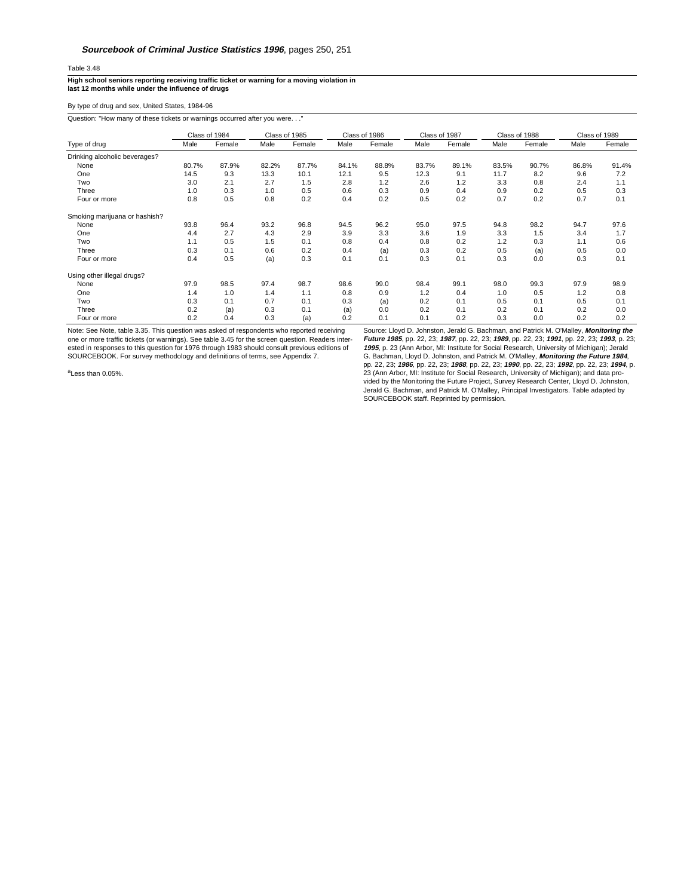**Sourcebook of Criminal Justice Statistics 1996**, pages 250, 251

Table 3.48

**High school seniors reporting receiving traffic ticket or warning for a moving violation in last 12 months while under the influence of drugs**

By type of drug and sex, United States, 1984-96

Question: "How many of these tickets or warnings occurred after you were. . ."

| Type of drug | Class of 1984 | | Class of 1985 | | Class of 1986 | | Class of 1987 | | Class of 1988 | | Class of 1989 | |
|---|---|---|---|---|---|---|---|---|---|---|---|---|
| | Male | Female | Male | Female | Male | Female | Male | Female | Male | Female | Male | Female |
| Drinking alcoholic beverages? | | | | | | | | | | | | |
| None | 80.7% | 87.9% | 82.2% | 87.7% | 84.1% | 88.8% | 83.7% | 89.1% | 83.5% | 90.7% | 86.8% | 91.4% |
| One | 14.5 | 9.3 | 13.3 | 10.1 | 12.1 | 9.5 | 12.3 | 9.1 | 11.7 | 8.2 | 9.6 | 7.2 |
| Two | 3.0 | 2.1 | 2.7 | 1.5 | 2.8 | 1.2 | 2.6 | 1.2 | 3.3 | 0.8 | 2.4 | 1.1 |
| Three | 1.0 | 0.3 | 1.0 | 0.5 | 0.6 | 0.3 | 0.9 | 0.4 | 0.9 | 0.2 | 0.5 | 0.3 |
| Four or more | 0.8 | 0.5 | 0.8 | 0.2 | 0.4 | 0.2 | 0.5 | 0.2 | 0.7 | 0.2 | 0.7 | 0.1 |
| Smoking marijuana or hashish? | | | | | | | | | | | | |
| None | 93.8 | 96.4 | 93.2 | 96.8 | 94.5 | 96.2 | 95.0 | 97.5 | 94.8 | 98.2 | 94.7 | 97.6 |
| One | 4.4 | 2.7 | 4.3 | 2.9 | 3.9 | 3.3 | 3.6 | 1.9 | 3.3 | 1.5 | 3.4 | 1.7 |
| Two | 1.1 | 0.5 | 1.5 | 0.1 | 0.8 | 0.4 | 0.8 | 0.2 | 1.2 | 0.3 | 1.1 | 0.6 |
| Three | 0.3 | 0.1 | 0.6 | 0.2 | 0.4 | (a) | 0.3 | 0.2 | 0.5 | (a) | 0.5 | 0.0 |
| Four or more | 0.4 | 0.5 | (a) | 0.3 | 0.1 | 0.1 | 0.3 | 0.1 | 0.3 | 0.0 | 0.3 | 0.1 |
| Using other illegal drugs? | | | | | | | | | | | | |
| None | 97.9 | 98.5 | 97.4 | 98.7 | 98.6 | 99.0 | 98.4 | 99.1 | 98.0 | 99.3 | 97.9 | 98.9 |
| One | 1.4 | 1.0 | 1.4 | 1.1 | 0.8 | 0.9 | 1.2 | 0.4 | 1.0 | 0.5 | 1.2 | 0.8 |
| Two | 0.3 | 0.1 | 0.7 | 0.1 | 0.3 | (a) | 0.2 | 0.1 | 0.5 | 0.1 | 0.5 | 0.1 |
| Three | 0.2 | (a) | 0.3 | 0.1 | (a) | 0.0 | 0.2 | 0.1 | 0.2 | 0.1 | 0.2 | 0.0 |
| Four or more | 0.2 | 0.4 | 0.3 | (a) | 0.2 | 0.1 | 0.1 | 0.2 | 0.3 | 0.0 | 0.2 | 0.2 |

Note: See Note, table 3.35. This question was asked of respondents who reported receiving one or more traffic tickets (or warnings). See table 3.45 for the screen question. Readers interested in responses to this question for 1976 through 1983 should consult previous editions of SOURCEBOOK. For survey methodology and definitions of terms, see Appendix 7.

[a]Less than 0.05%.

Source: Lloyd D. Johnston, Jerald G. Bachman, and Patrick M. O'Malley, ***Monitoring the Future 1985***, pp. 22, 23; ***1987***, pp. 22, 23; ***1989***, pp. 22, 23; ***1991***, pp. 22, 23; ***1993***, p. 23; ***1995***, p. 23 (Ann Arbor, MI: Institute for Social Research, University of Michigan); Jerald G. Bachman, Lloyd D. Johnston, and Patrick M. O'Malley, ***Monitoring the Future 1984***, pp. 22, 23; ***1986***, pp. 22, 23; ***1988***, pp. 22, 23; ***1990***, pp. 22, 23; ***1992***, pp. 22, 23; ***1994***, p. 23 (Ann Arbor, MI: Institute for Social Research, University of Michigan); and data provided by the Monitoring the Future Project, Survey Research Center, Lloyd D. Johnston, Jerald G. Bachman, and Patrick M. O'Malley, Principal Investigators. Table adapted by SOURCEBOOK staff. Reprinted by permission.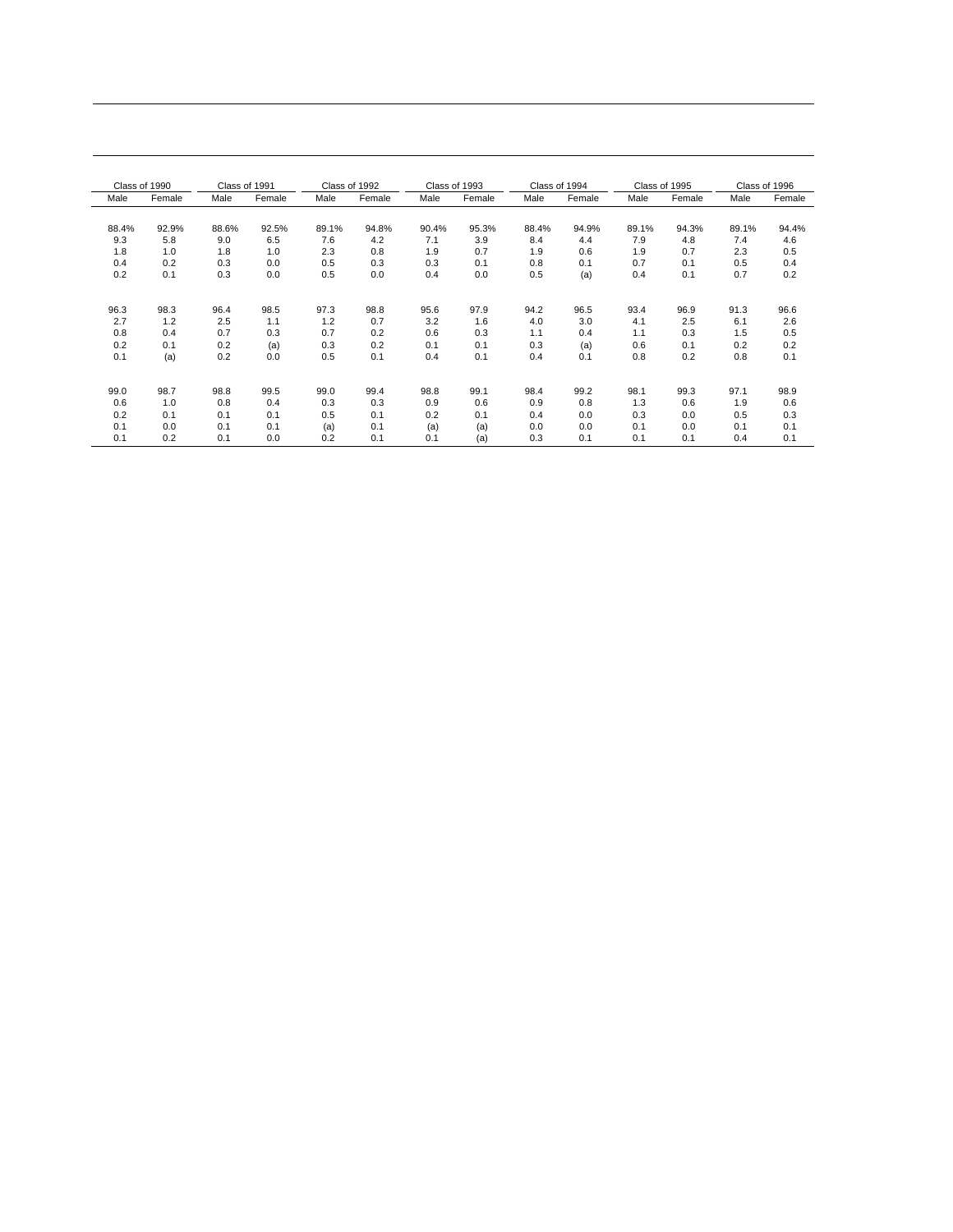| Class of 1990 | | Class of 1991 | | Class of 1992 | | Class of 1993 | | Class of 1994 | | Class of 1995 | | Class of 1996 | |
|---|---|---|---|---|---|---|---|---|---|---|---|---|---|
| Male | Female | Male | Female | Male | Female | Male | Female | Male | Female | Male | Female | Male | Female |
| 88.4% | 92.9% | 88.6% | 92.5% | 89.1% | 94.8% | 90.4% | 95.3% | 88.4% | 94.9% | 89.1% | 94.3% | 89.1% | 94.4% |
| 9.3 | 5.8 | 9.0 | 6.5 | 7.6 | 4.2 | 7.1 | 3.9 | 8.4 | 4.4 | 7.9 | 4.8 | 7.4 | 4.6 |
| 1.8 | 1.0 | 1.8 | 1.0 | 2.3 | 0.8 | 1.9 | 0.7 | 1.9 | 0.6 | 1.9 | 0.7 | 2.3 | 0.5 |
| 0.4 | 0.2 | 0.3 | 0.0 | 0.5 | 0.3 | 0.3 | 0.1 | 0.8 | 0.1 | 0.7 | 0.1 | 0.5 | 0.4 |
| 0.2 | 0.1 | 0.3 | 0.0 | 0.5 | 0.0 | 0.4 | 0.0 | 0.5 | (a) | 0.4 | 0.1 | 0.7 | 0.2 |
| | | | | | | | | | | | | | |
| 96.3 | 98.3 | 96.4 | 98.5 | 97.3 | 98.8 | 95.6 | 97.9 | 94.2 | 96.5 | 93.4 | 96.9 | 91.3 | 96.6 |
| 2.7 | 1.2 | 2.5 | 1.1 | 1.2 | 0.7 | 3.2 | 1.6 | 4.0 | 3.0 | 4.1 | 2.5 | 6.1 | 2.6 |
| 0.8 | 0.4 | 0.7 | 0.3 | 0.7 | 0.2 | 0.6 | 0.3 | 1.1 | 0.4 | 1.1 | 0.3 | 1.5 | 0.5 |
| 0.2 | 0.1 | 0.2 | (a) | 0.3 | 0.2 | 0.1 | 0.1 | 0.3 | (a) | 0.6 | 0.1 | 0.2 | 0.2 |
| 0.1 | (a) | 0.2 | 0.0 | 0.5 | 0.1 | 0.4 | 0.1 | 0.4 | 0.1 | 0.8 | 0.2 | 0.8 | 0.1 |
| | | | | | | | | | | | | | |
| 99.0 | 98.7 | 98.8 | 99.5 | 99.0 | 99.4 | 98.8 | 99.1 | 98.4 | 99.2 | 98.1 | 99.3 | 97.1 | 98.9 |
| 0.6 | 1.0 | 0.8 | 0.4 | 0.3 | 0.3 | 0.9 | 0.6 | 0.9 | 0.8 | 1.3 | 0.6 | 1.9 | 0.6 |
| 0.2 | 0.1 | 0.1 | 0.1 | 0.5 | 0.1 | 0.2 | 0.1 | 0.4 | 0.0 | 0.3 | 0.0 | 0.5 | 0.3 |
| 0.1 | 0.0 | 0.1 | 0.1 | (a) | 0.1 | (a) | (a) | 0.0 | 0.0 | 0.1 | 0.0 | 0.1 | 0.1 |
| 0.1 | 0.2 | 0.1 | 0.0 | 0.2 | 0.1 | 0.1 | (a) | 0.3 | 0.1 | 0.1 | 0.1 | 0.4 | 0.1 |